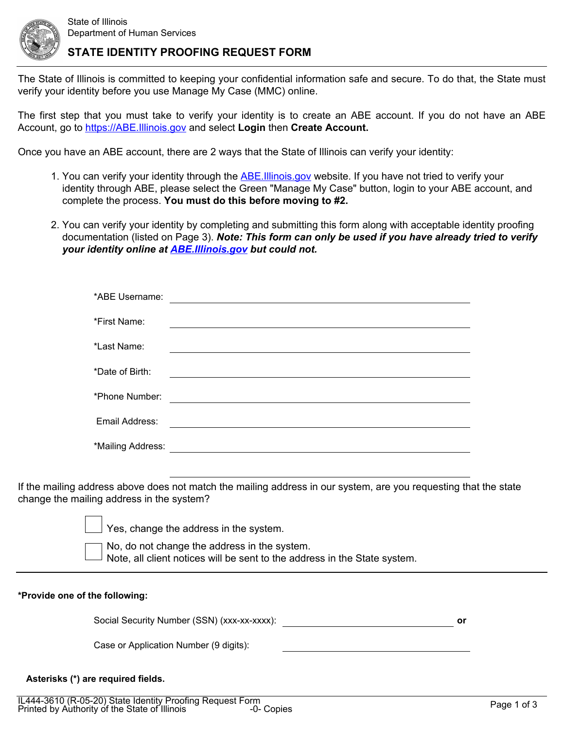State of Illinois
Department of Human Services

# STATE IDENTITY PROOFING REQUEST FORM

The State of Illinois is committed to keeping your confidential information safe and secure. To do that, the State must verify your identity before you use Manage My Case (MMC) online.

The first step that you must take to verify your identity is to create an ABE account. If you do not have an ABE Account, go to https://ABE.Illinois.gov and select **Login** then **Create Account.**

Once you have an ABE account, there are 2 ways that the State of Illinois can verify your identity:

1. You can verify your identity through the ABE.Illinois.gov website. If you have not tried to verify your identity through ABE, please select the Green "Manage My Case" button, login to your ABE account, and complete the process. **You must do this before moving to #2.**

2. You can verify your identity by completing and submitting this form along with acceptable identity proofing documentation (listed on Page 3). ***Note: This form can only be used if you have already tried to verify your identity online at ABE.Illinois.gov but could not.***

*ABE Username: ______________________________

*First Name: ______________________________

*Last Name: ______________________________

*Date of Birth: ______________________________

*Phone Number: ______________________________

Email Address: ______________________________

*Mailing Address: ______________________________

______________________________

If the mailing address above does not match the mailing address in our system, are you requesting that the state change the mailing address in the system?

- ☐ Yes, change the address in the system.
- ☐ No, do not change the address in the system.
  Note, all client notices will be sent to the address in the State system.

---

**\*Provide one of the following:**

Social Security Number (SSN) (xxx-xx-xxxx): ______________________________ **or**

Case or Application Number (9 digits): ______________________________

**Asterisks (*) are required fields.**

IL444-3610 (R-05-20) State Identity Proofing Request Form
Printed by Authority of the State of Illinois -0- Copies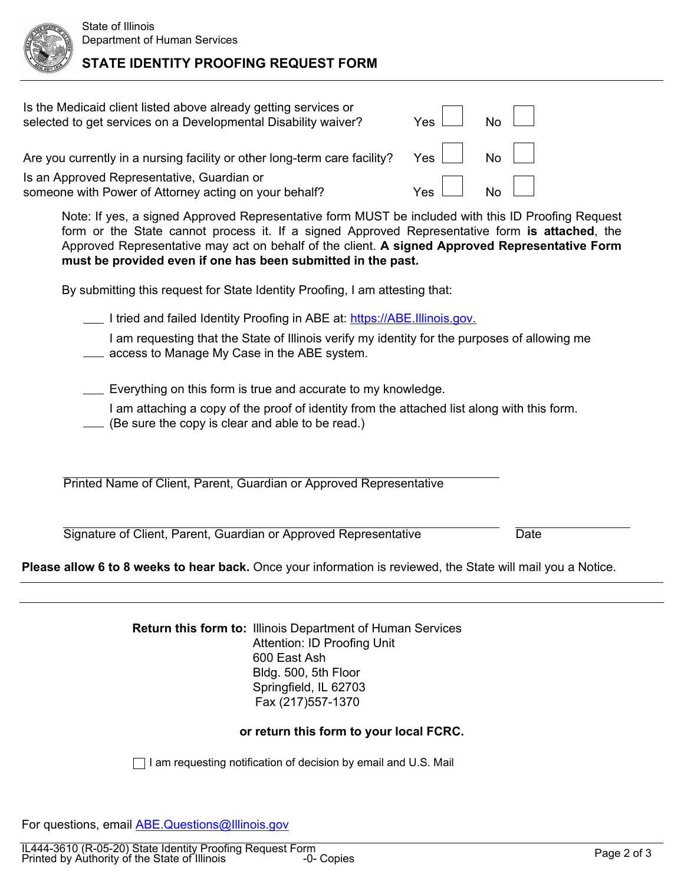State of Illinois
Department of Human Services

# STATE IDENTITY PROOFING REQUEST FORM

Is the Medicaid client listed above already getting services or selected to get services on a Developmental Disability waiver? Yes ☐ No ☐

Are you currently in a nursing facility or other long-term care facility? Yes ☐ No ☐

Is an Approved Representative, Guardian or someone with Power of Attorney acting on your behalf? Yes ☐ No ☐

Note: If yes, a signed Approved Representative form MUST be included with this ID Proofing Request form or the State cannot process it. If a signed Approved Representative form **is attached**, the Approved Representative may act on behalf of the client. **A signed Approved Representative Form must be provided even if one has been submitted in the past.**

By submitting this request for State Identity Proofing, I am attesting that:

___ I tried and failed Identity Proofing in ABE at: https://ABE.Illinois.gov.

___ I am requesting that the State of Illinois verify my identity for the purposes of allowing me access to Manage My Case in the ABE system.

___ Everything on this form is true and accurate to my knowledge.

___ I am attaching a copy of the proof of identity from the attached list along with this form. (Be sure the copy is clear and able to be read.)

_______________________________________________
Printed Name of Client, Parent, Guardian or Approved Representative

_______________________________________________ _______________
Signature of Client, Parent, Guardian or Approved Representative Date

**Please allow 6 to 8 weeks to hear back.** Once your information is reviewed, the State will mail you a Notice.

---

**Return this form to:** Illinois Department of Human Services
Attention: ID Proofing Unit
600 East Ash
Bldg. 500, 5th Floor
Springfield, IL 62703
Fax (217)557-1370

**or return this form to your local FCRC.**

☐ I am requesting notification of decision by email and U.S. Mail

For questions, email ABE.Questions@Illinois.gov

IL444-3610 (R-05-20) State Identity Proofing Request Form
Printed by Authority of the State of Illinois -0- Copies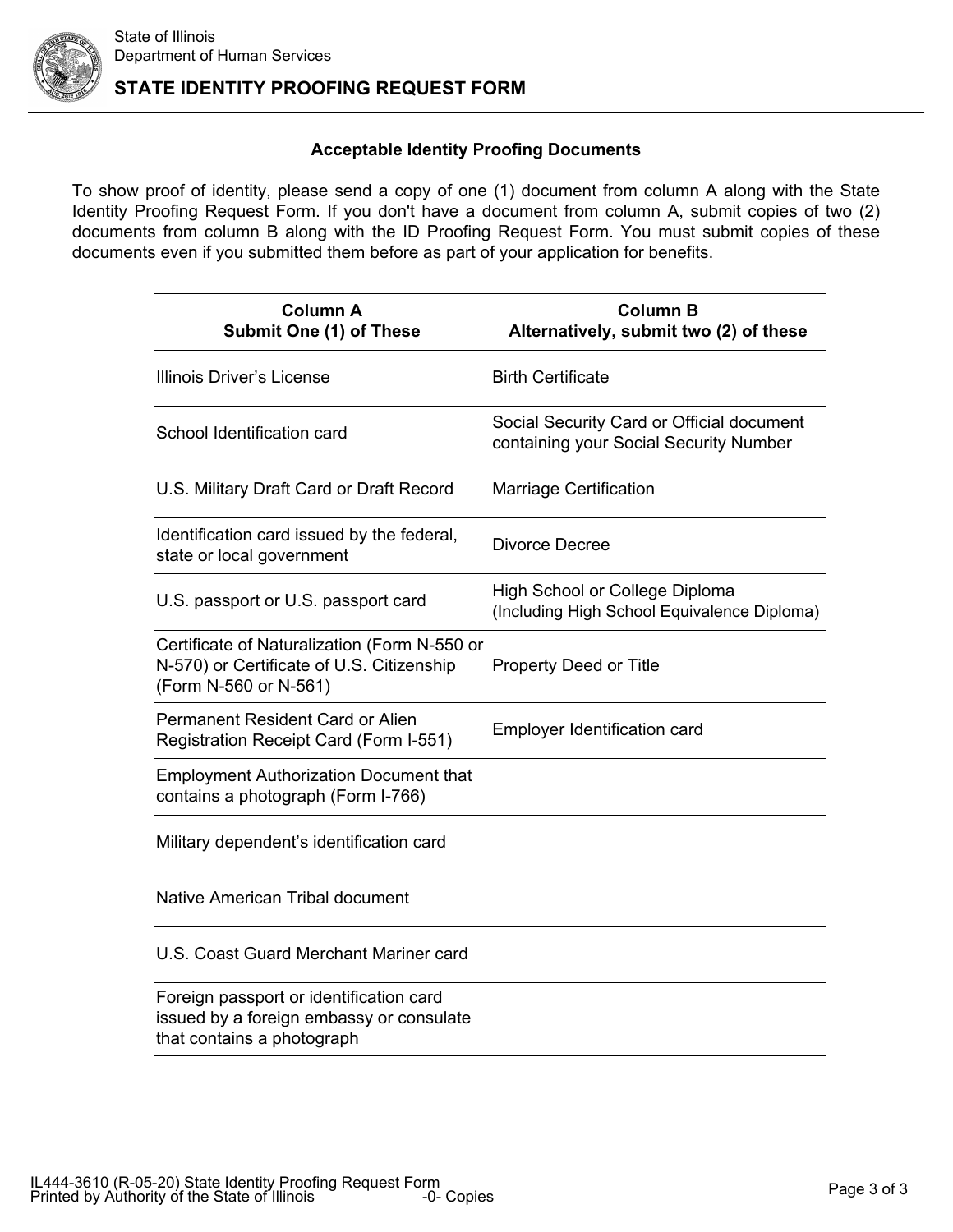State of Illinois
Department of Human Services

# STATE IDENTITY PROOFING REQUEST FORM

### Acceptable Identity Proofing Documents

To show proof of identity, please send a copy of one (1) document from column A along with the State Identity Proofing Request Form. If you don't have a document from column A, submit copies of two (2) documents from column B along with the ID Proofing Request Form. You must submit copies of these documents even if you submitted them before as part of your application for benefits.

| Column A<br>Submit One (1) of These | Column B<br>Alternatively, submit two (2) of these |
|---|---|
| Illinois Driver's License | Birth Certificate |
| School Identification card | Social Security Card or Official document containing your Social Security Number |
| U.S. Military Draft Card or Draft Record | Marriage Certification |
| Identification card issued by the federal, state or local government | Divorce Decree |
| U.S. passport or U.S. passport card | High School or College Diploma (Including High School Equivalence Diploma) |
| Certificate of Naturalization (Form N-550 or N-570) or Certificate of U.S. Citizenship (Form N-560 or N-561) | Property Deed or Title |
| Permanent Resident Card or Alien Registration Receipt Card (Form I-551) | Employer Identification card |
| Employment Authorization Document that contains a photograph (Form I-766) | |
| Military dependent's identification card | |
| Native American Tribal document | |
| U.S. Coast Guard Merchant Mariner card | |
| Foreign passport or identification card issued by a foreign embassy or consulate that contains a photograph | |

IL444-3610 (R-05-20) State Identity Proofing Request Form
Printed by Authority of the State of Illinois -0- Copies